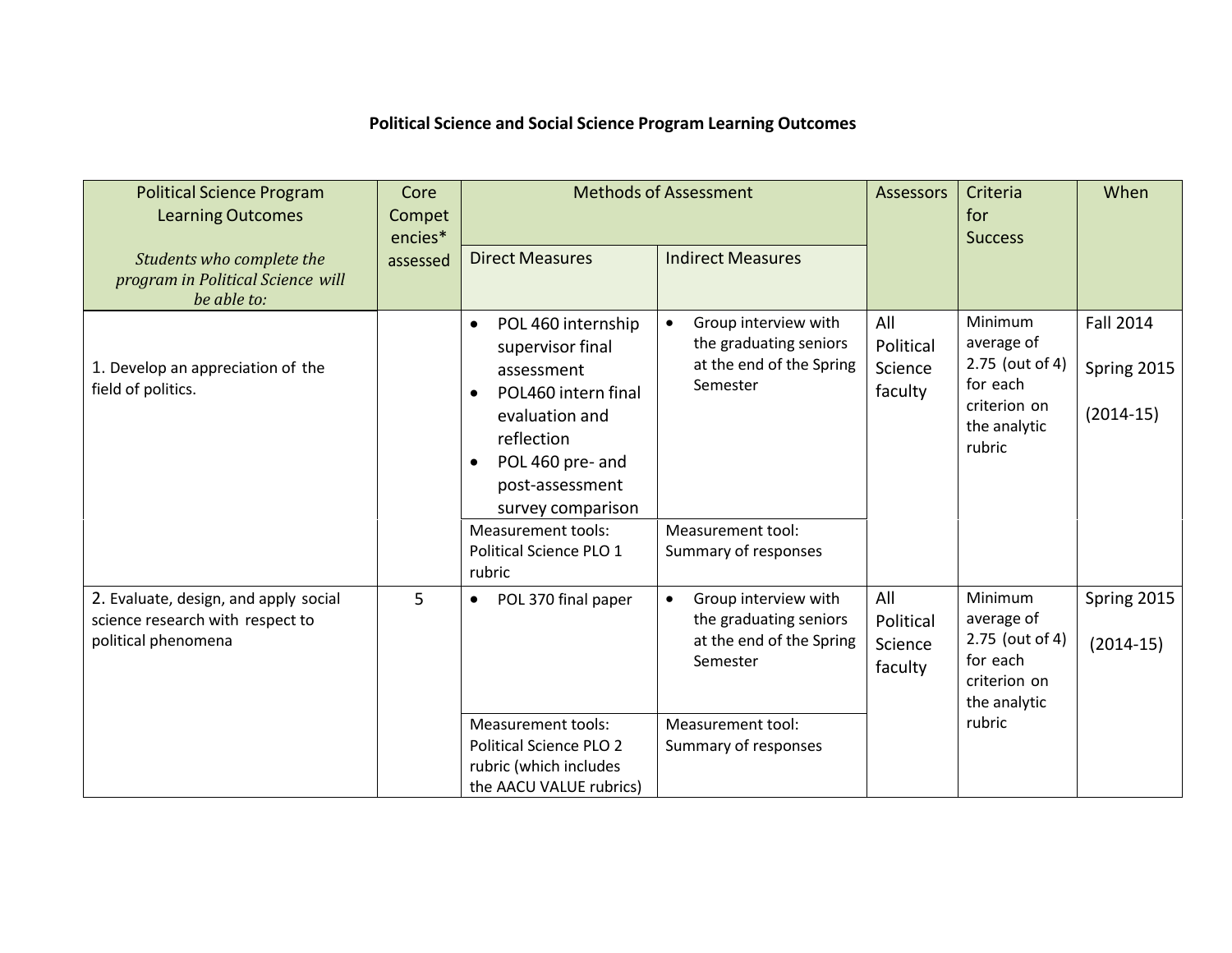**Political Science and Social Science Program Learning Outcomes**

| Political Science Program Learning Outcomes<br><br>*Students who complete the program in Political Science will be able to:* | Core Competencies* assessed | Methods of Assessment | | Assessors | Criteria for Success | When |
|---|---|---|---|---|---|---|
| | | Direct Measures | Indirect Measures | | | |
| 1. Develop an appreciation of the field of politics. | | • POL 460 internship supervisor final assessment<br>• POL460 intern final evaluation and reflection<br>• POL 460 pre- and post-assessment survey comparison<br><br>Measurement tools: Political Science PLO 1 rubric | • Group interview with the graduating seniors at the end of the Spring Semester<br><br>Measurement tool: Summary of responses | All Political Science faculty | Minimum average of 2.75 (out of 4) for each criterion on the analytic rubric | Fall 2014<br><br>Spring 2015<br><br>(2014-15) |
| 2. Evaluate, design, and apply social science research with respect to political phenomena | 5 | • POL 370 final paper<br><br>Measurement tools: Political Science PLO 2 rubric (which includes the AACU VALUE rubrics) | • Group interview with the graduating seniors at the end of the Spring Semester<br><br>Measurement tool: Summary of responses | All Political Science faculty | Minimum average of 2.75 (out of 4) for each criterion on the analytic rubric | Spring 2015<br><br>(2014-15) |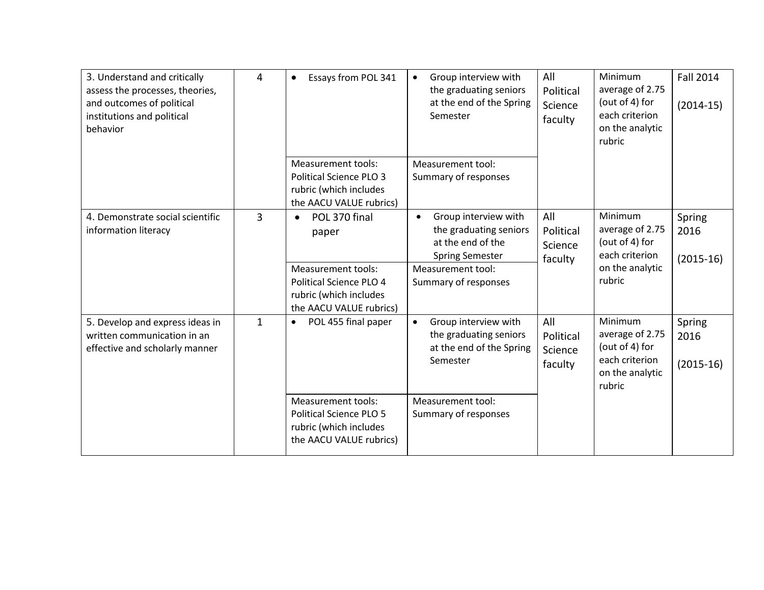| | | | | | | |
|---|---|---|---|---|---|---|
| 3. Understand and critically assess the processes, theories, and outcomes of political institutions and political behavior | 4 | • Essays from POL 341<br><br>Measurement tools: Political Science PLO 3 rubric (which includes the AACU VALUE rubrics) | • Group interview with the graduating seniors at the end of the Spring Semester<br><br>Measurement tool: Summary of responses | All Political Science faculty | Minimum average of 2.75 (out of 4) for each criterion on the analytic rubric | Fall 2014<br><br>(2014-15) |
| 4. Demonstrate social scientific information literacy | 3 | • POL 370 final paper<br><br>Measurement tools: Political Science PLO 4 rubric (which includes the AACU VALUE rubrics) | • Group interview with the graduating seniors at the end of the Spring Semester<br><br>Measurement tool: Summary of responses | All Political Science faculty | Minimum average of 2.75 (out of 4) for each criterion on the analytic rubric | Spring 2016<br><br>(2015-16) |
| 5. Develop and express ideas in written communication in an effective and scholarly manner | 1 | • POL 455 final paper<br><br>Measurement tools: Political Science PLO 5 rubric (which includes the AACU VALUE rubrics) | • Group interview with the graduating seniors at the end of the Spring Semester<br><br>Measurement tool: Summary of responses | All Political Science faculty | Minimum average of 2.75 (out of 4) for each criterion on the analytic rubric | Spring 2016<br><br>(2015-16) |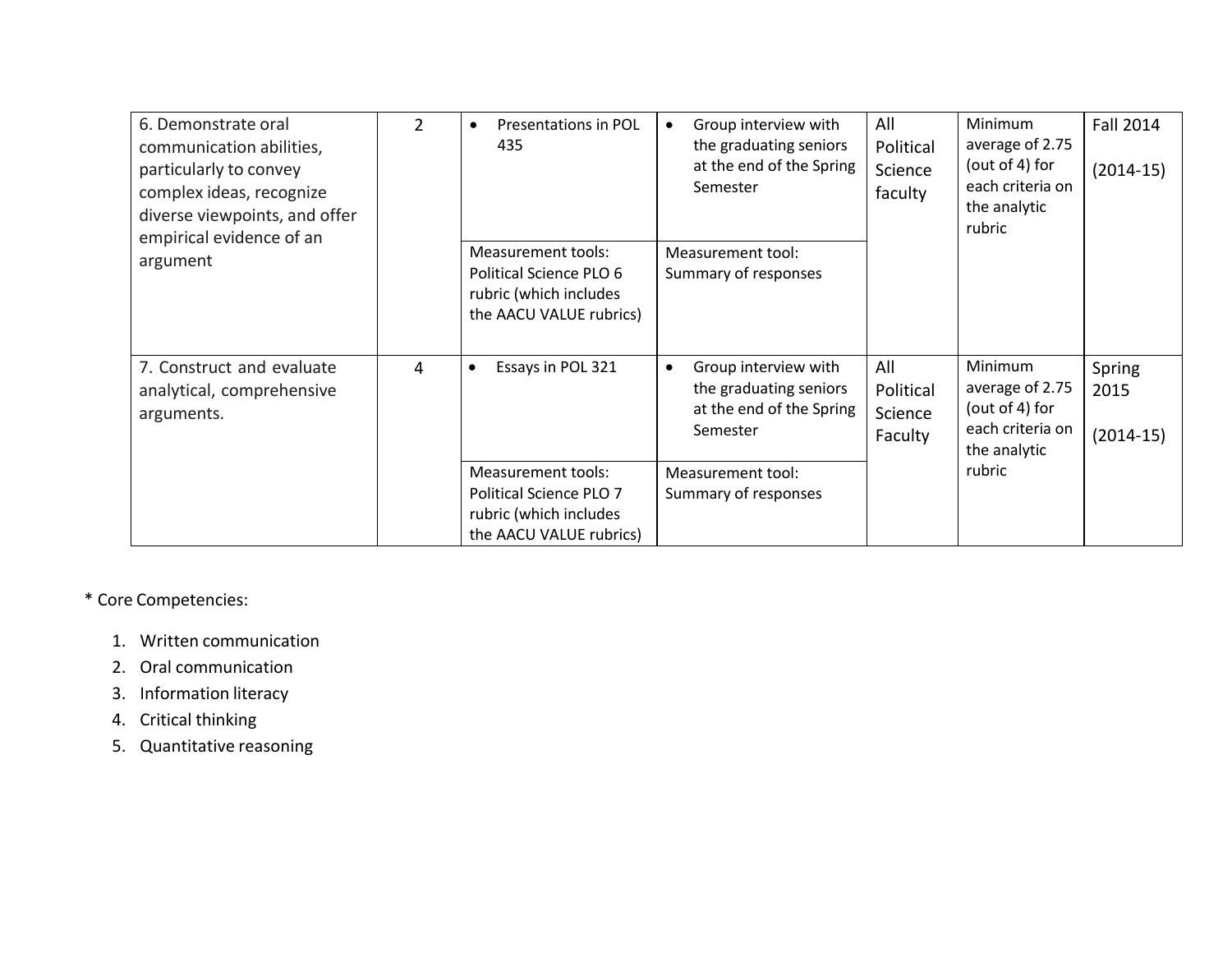| | | | | | | |
|---|---|---|---|---|---|---|
| 6. Demonstrate oral communication abilities, particularly to convey complex ideas, recognize diverse viewpoints, and offer empirical evidence of an argument | 2 | • Presentations in POL 435<br><br>Measurement tools: Political Science PLO 6 rubric (which includes the AACU VALUE rubrics) | • Group interview with the graduating seniors at the end of the Spring Semester<br><br>Measurement tool: Summary of responses | All Political Science faculty | Minimum average of 2.75 (out of 4) for each criteria on the analytic rubric | Fall 2014<br><br>(2014-15) |
| 7. Construct and evaluate analytical, comprehensive arguments. | 4 | • Essays in POL 321<br><br>Measurement tools: Political Science PLO 7 rubric (which includes the AACU VALUE rubrics) | • Group interview with the graduating seniors at the end of the Spring Semester<br><br>Measurement tool: Summary of responses | All Political Science Faculty | Minimum average of 2.75 (out of 4) for each criteria on the analytic rubric | Spring 2015<br><br>(2014-15) |

* Core Competencies:

1. Written communication
2. Oral communication
3. Information literacy
4. Critical thinking
5. Quantitative reasoning